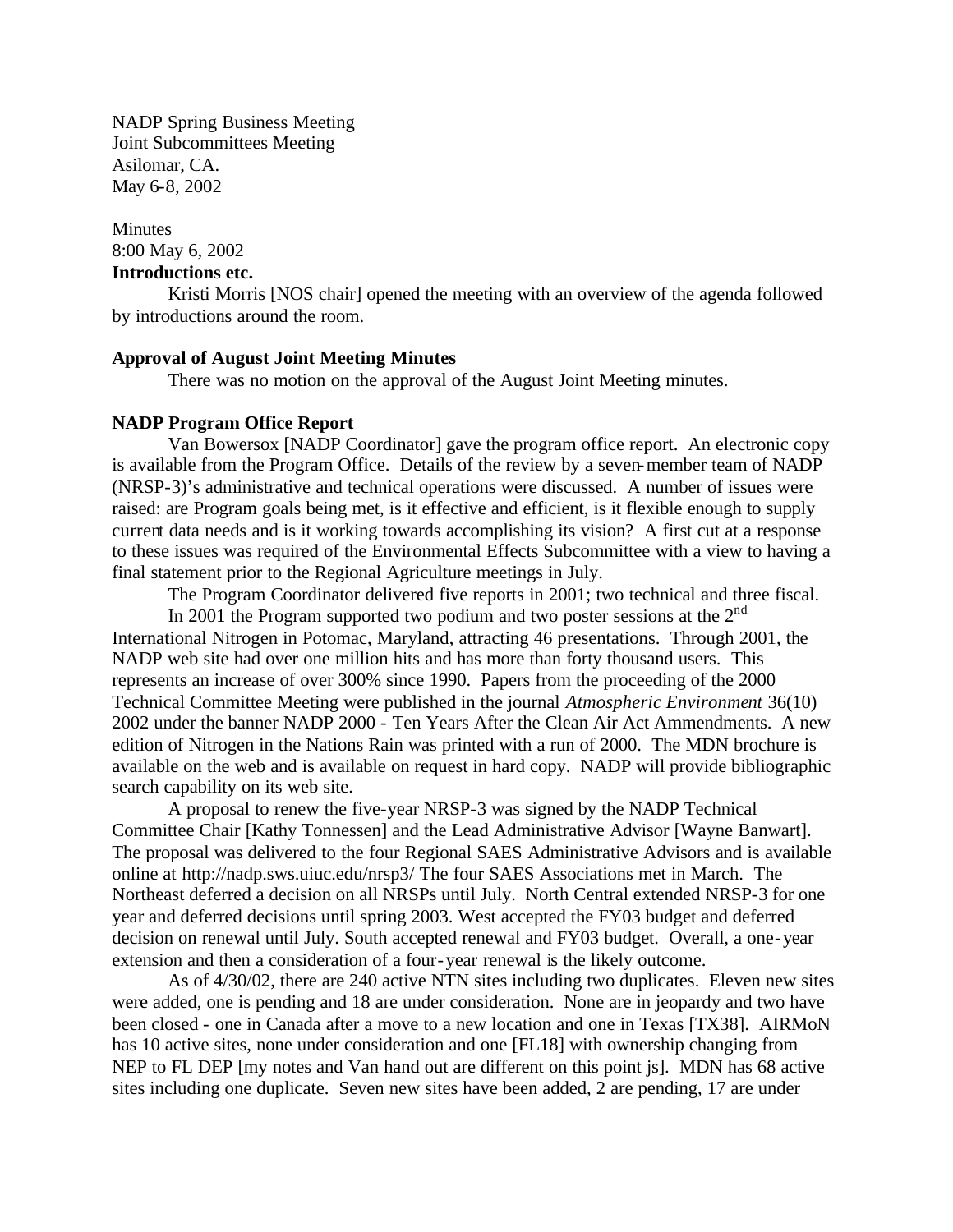NADP Spring Business Meeting
Joint Subcommittees Meeting
Asilomar, CA.
May 6-8, 2002

Minutes
8:00 May 6, 2002

**Introductions etc.**

Kristi Morris [NOS chair] opened the meeting with an overview of the agenda followed by introductions around the room.

**Approval of August Joint Meeting Minutes**

There was no motion on the approval of the August Joint Meeting minutes.

**NADP Program Office Report**

Van Bowersox [NADP Coordinator] gave the program office report. An electronic copy is available from the Program Office. Details of the review by a seven-member team of NADP (NRSP-3)'s administrative and technical operations were discussed. A number of issues were raised: are Program goals being met, is it effective and efficient, is it flexible enough to supply current data needs and is it working towards accomplishing its vision? A first cut at a response to these issues was required of the Environmental Effects Subcommittee with a view to having a final statement prior to the Regional Agriculture meetings in July.

The Program Coordinator delivered five reports in 2001; two technical and three fiscal.

In 2001 the Program supported two podium and two poster sessions at the 2$^{nd}$ International Nitrogen in Potomac, Maryland, attracting 46 presentations. Through 2001, the NADP web site had over one million hits and has more than forty thousand users. This represents an increase of over 300% since 1990. Papers from the proceeding of the 2000 Technical Committee Meeting were published in the journal *Atmospheric Environment* 36(10) 2002 under the banner NADP 2000 - Ten Years After the Clean Air Act Ammendments. A new edition of Nitrogen in the Nations Rain was printed with a run of 2000. The MDN brochure is available on the web and is available on request in hard copy. NADP will provide bibliographic search capability on its web site.

A proposal to renew the five-year NRSP-3 was signed by the NADP Technical Committee Chair [Kathy Tonnessen] and the Lead Administrative Advisor [Wayne Banwart]. The proposal was delivered to the four Regional SAES Administrative Advisors and is available online at http://nadp.sws.uiuc.edu/nrsp3/ The four SAES Associations met in March. The Northeast deferred a decision on all NRSPs until July. North Central extended NRSP-3 for one year and deferred decisions until spring 2003. West accepted the FY03 budget and deferred decision on renewal until July. South accepted renewal and FY03 budget. Overall, a one-year extension and then a consideration of a four-year renewal is the likely outcome.

As of 4/30/02, there are 240 active NTN sites including two duplicates. Eleven new sites were added, one is pending and 18 are under consideration. None are in jeopardy and two have been closed - one in Canada after a move to a new location and one in Texas [TX38]. AIRMoN has 10 active sites, none under consideration and one [FL18] with ownership changing from NEP to FL DEP [my notes and Van hand out are different on this point js]. MDN has 68 active sites including one duplicate. Seven new sites have been added, 2 are pending, 17 are under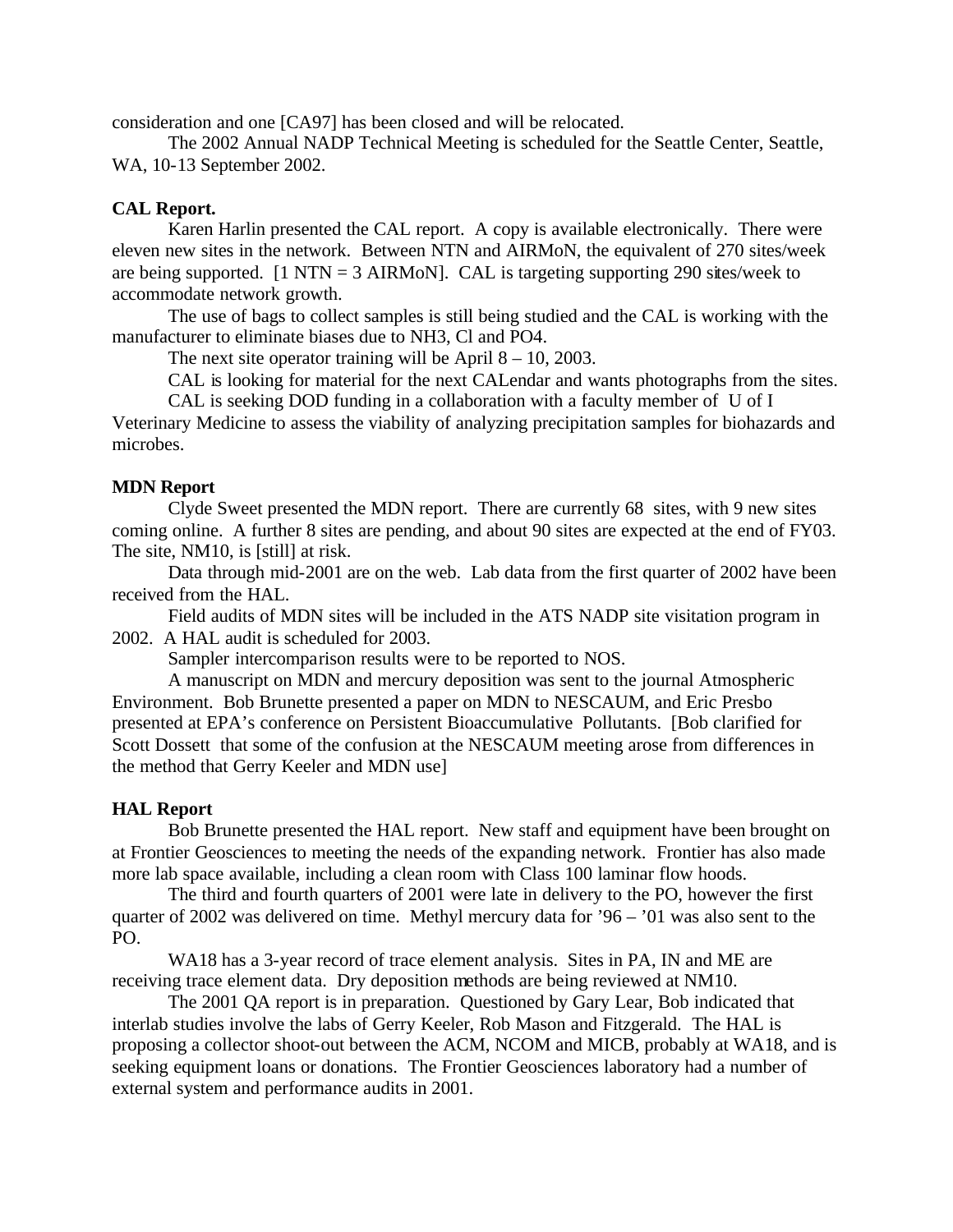consideration and one [CA97] has been closed and will be relocated.

The 2002 Annual NADP Technical Meeting is scheduled for the Seattle Center, Seattle, WA, 10-13 September 2002.

**CAL Report.**

Karen Harlin presented the CAL report. A copy is available electronically. There were eleven new sites in the network. Between NTN and AIRMoN, the equivalent of 270 sites/week are being supported. [1 NTN = 3 AIRMoN]. CAL is targeting supporting 290 sites/week to accommodate network growth.

The use of bags to collect samples is still being studied and the CAL is working with the manufacturer to eliminate biases due to NH3, Cl and PO4.

The next site operator training will be April 8 – 10, 2003.

CAL is looking for material for the next CALendar and wants photographs from the sites.

CAL is seeking DOD funding in a collaboration with a faculty member of U of I Veterinary Medicine to assess the viability of analyzing precipitation samples for biohazards and microbes.

**MDN Report**

Clyde Sweet presented the MDN report. There are currently 68 sites, with 9 new sites coming online. A further 8 sites are pending, and about 90 sites are expected at the end of FY03. The site, NM10, is [still] at risk.

Data through mid-2001 are on the web. Lab data from the first quarter of 2002 have been received from the HAL.

Field audits of MDN sites will be included in the ATS NADP site visitation program in 2002. A HAL audit is scheduled for 2003.

Sampler intercomparison results were to be reported to NOS.

A manuscript on MDN and mercury deposition was sent to the journal Atmospheric Environment. Bob Brunette presented a paper on MDN to NESCAUM, and Eric Presbo presented at EPA's conference on Persistent Bioaccumulative Pollutants. [Bob clarified for Scott Dossett that some of the confusion at the NESCAUM meeting arose from differences in the method that Gerry Keeler and MDN use]

**HAL Report**

Bob Brunette presented the HAL report. New staff and equipment have been brought on at Frontier Geosciences to meeting the needs of the expanding network. Frontier has also made more lab space available, including a clean room with Class 100 laminar flow hoods.

The third and fourth quarters of 2001 were late in delivery to the PO, however the first quarter of 2002 was delivered on time. Methyl mercury data for '96 – '01 was also sent to the PO.

WA18 has a 3-year record of trace element analysis. Sites in PA, IN and ME are receiving trace element data. Dry deposition methods are being reviewed at NM10.

The 2001 QA report is in preparation. Questioned by Gary Lear, Bob indicated that interlab studies involve the labs of Gerry Keeler, Rob Mason and Fitzgerald. The HAL is proposing a collector shoot-out between the ACM, NCOM and MICB, probably at WA18, and is seeking equipment loans or donations. The Frontier Geosciences laboratory had a number of external system and performance audits in 2001.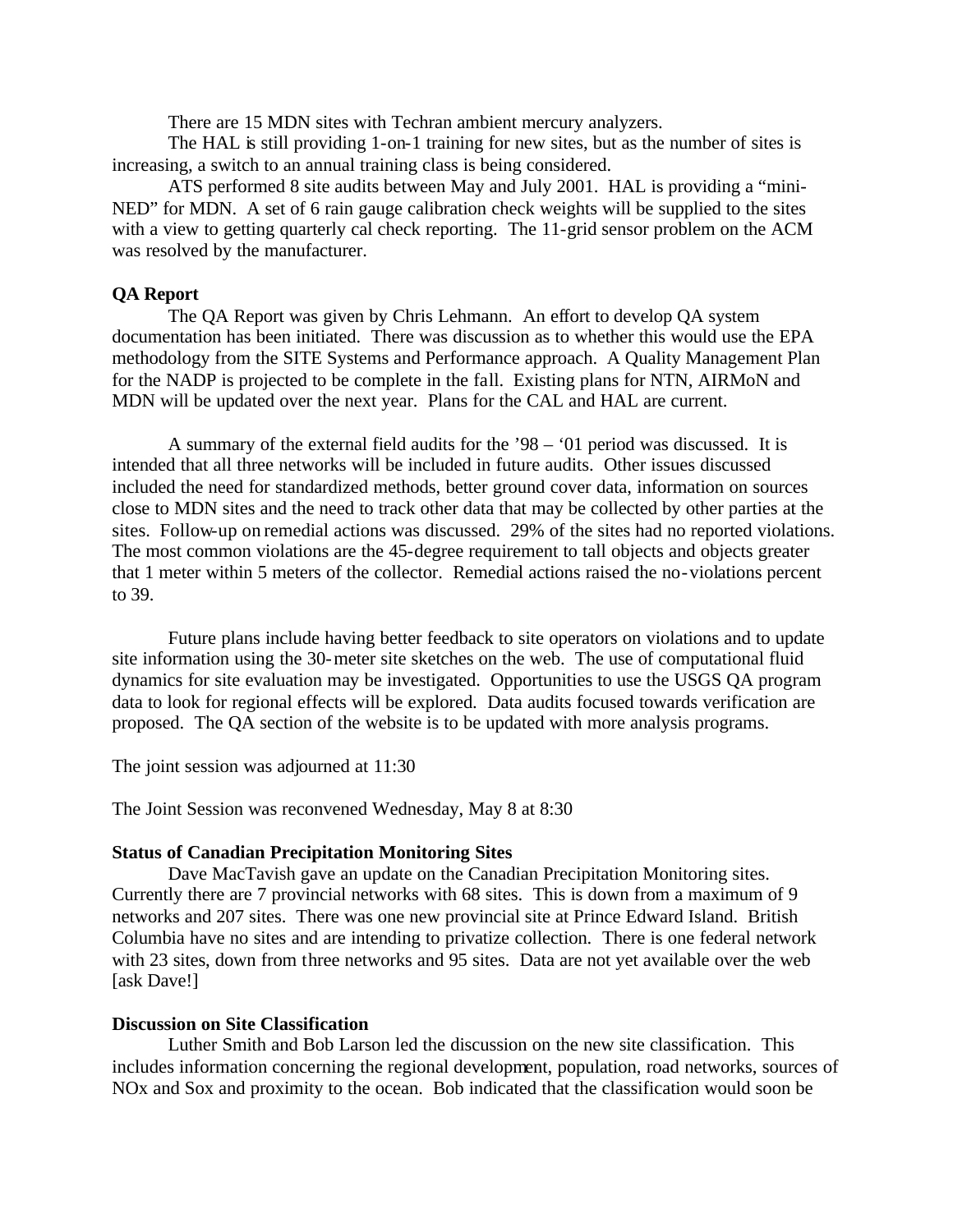There are 15 MDN sites with Techran ambient mercury analyzers.

The HAL is still providing 1-on-1 training for new sites, but as the number of sites is increasing, a switch to an annual training class is being considered.

ATS performed 8 site audits between May and July 2001. HAL is providing a "mini-NED" for MDN. A set of 6 rain gauge calibration check weights will be supplied to the sites with a view to getting quarterly cal check reporting. The 11-grid sensor problem on the ACM was resolved by the manufacturer.

**QA Report**

The QA Report was given by Chris Lehmann. An effort to develop QA system documentation has been initiated. There was discussion as to whether this would use the EPA methodology from the SITE Systems and Performance approach. A Quality Management Plan for the NADP is projected to be complete in the fall. Existing plans for NTN, AIRMoN and MDN will be updated over the next year. Plans for the CAL and HAL are current.

A summary of the external field audits for the '98 – '01 period was discussed. It is intended that all three networks will be included in future audits. Other issues discussed included the need for standardized methods, better ground cover data, information on sources close to MDN sites and the need to track other data that may be collected by other parties at the sites. Follow-up on remedial actions was discussed. 29% of the sites had no reported violations. The most common violations are the 45-degree requirement to tall objects and objects greater that 1 meter within 5 meters of the collector. Remedial actions raised the no-violations percent to 39.

Future plans include having better feedback to site operators on violations and to update site information using the 30-meter site sketches on the web. The use of computational fluid dynamics for site evaluation may be investigated. Opportunities to use the USGS QA program data to look for regional effects will be explored. Data audits focused towards verification are proposed. The QA section of the website is to be updated with more analysis programs.

The joint session was adjourned at 11:30

The Joint Session was reconvened Wednesday, May 8 at 8:30

**Status of Canadian Precipitation Monitoring Sites**

Dave MacTavish gave an update on the Canadian Precipitation Monitoring sites. Currently there are 7 provincial networks with 68 sites. This is down from a maximum of 9 networks and 207 sites. There was one new provincial site at Prince Edward Island. British Columbia have no sites and are intending to privatize collection. There is one federal network with 23 sites, down from three networks and 95 sites. Data are not yet available over the web [ask Dave!]

**Discussion on Site Classification**

Luther Smith and Bob Larson led the discussion on the new site classification. This includes information concerning the regional development, population, road networks, sources of NOx and Sox and proximity to the ocean. Bob indicated that the classification would soon be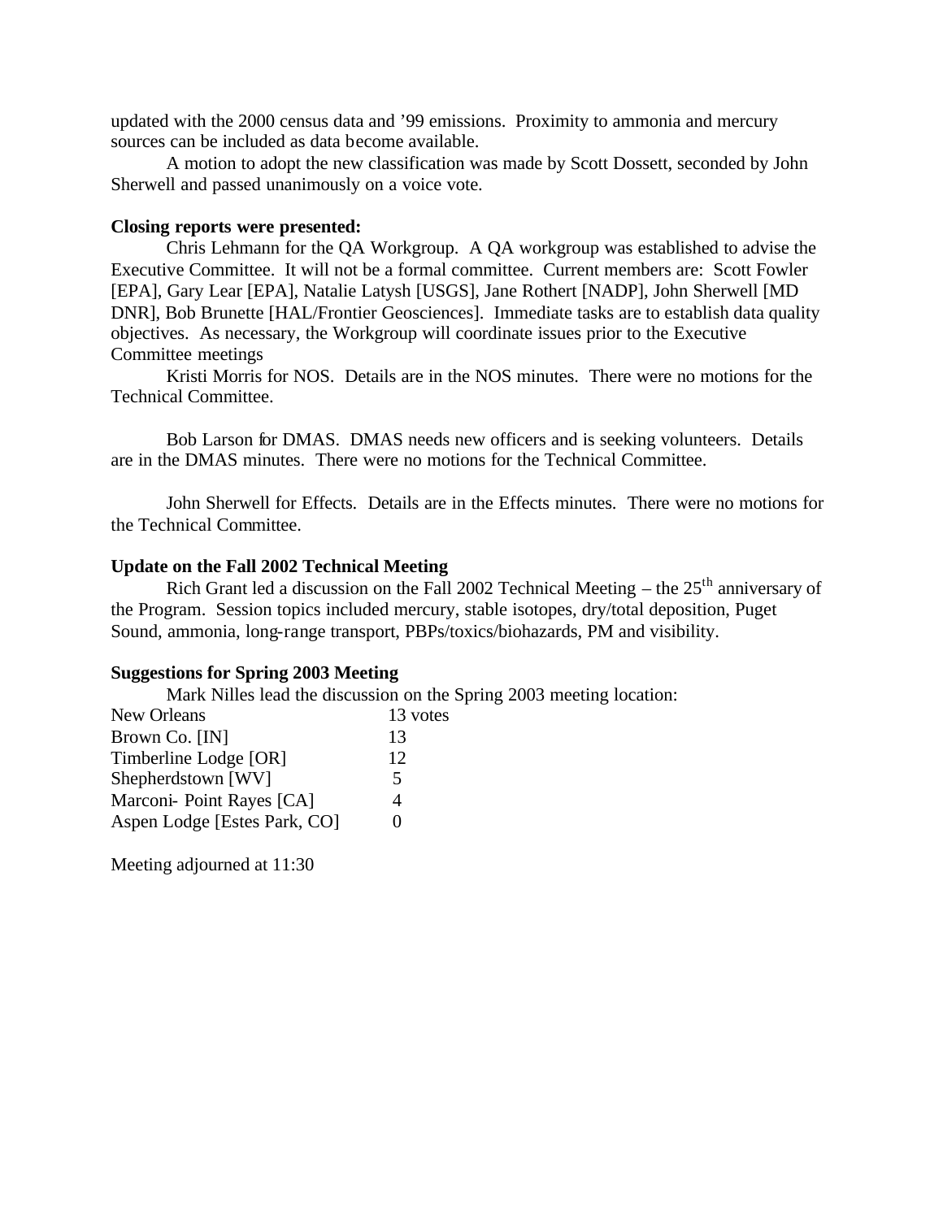updated with the 2000 census data and '99 emissions. Proximity to ammonia and mercury sources can be included as data become available.

A motion to adopt the new classification was made by Scott Dossett, seconded by John Sherwell and passed unanimously on a voice vote.

**Closing reports were presented:**

Chris Lehmann for the QA Workgroup. A QA workgroup was established to advise the Executive Committee. It will not be a formal committee. Current members are: Scott Fowler [EPA], Gary Lear [EPA], Natalie Latysh [USGS], Jane Rothert [NADP], John Sherwell [MD DNR], Bob Brunette [HAL/Frontier Geosciences]. Immediate tasks are to establish data quality objectives. As necessary, the Workgroup will coordinate issues prior to the Executive Committee meetings

Kristi Morris for NOS. Details are in the NOS minutes. There were no motions for the Technical Committee.

Bob Larson for DMAS. DMAS needs new officers and is seeking volunteers. Details are in the DMAS minutes. There were no motions for the Technical Committee.

John Sherwell for Effects. Details are in the Effects minutes. There were no motions for the Technical Committee.

**Update on the Fall 2002 Technical Meeting**

Rich Grant led a discussion on the Fall 2002 Technical Meeting – the 25th anniversary of the Program. Session topics included mercury, stable isotopes, dry/total deposition, Puget Sound, ammonia, long-range transport, PBPs/toxics/biohazards, PM and visibility.

**Suggestions for Spring 2003 Meeting**

Mark Nilles lead the discussion on the Spring 2003 meeting location:

| | |
|---|---|
| New Orleans | 13 votes |
| Brown Co. [IN] | 13 |
| Timberline Lodge [OR] | 12 |
| Shepherdstown [WV] | 5 |
| Marconi- Point Rayes [CA] | 4 |
| Aspen Lodge [Estes Park, CO] | 0 |

Meeting adjourned at 11:30